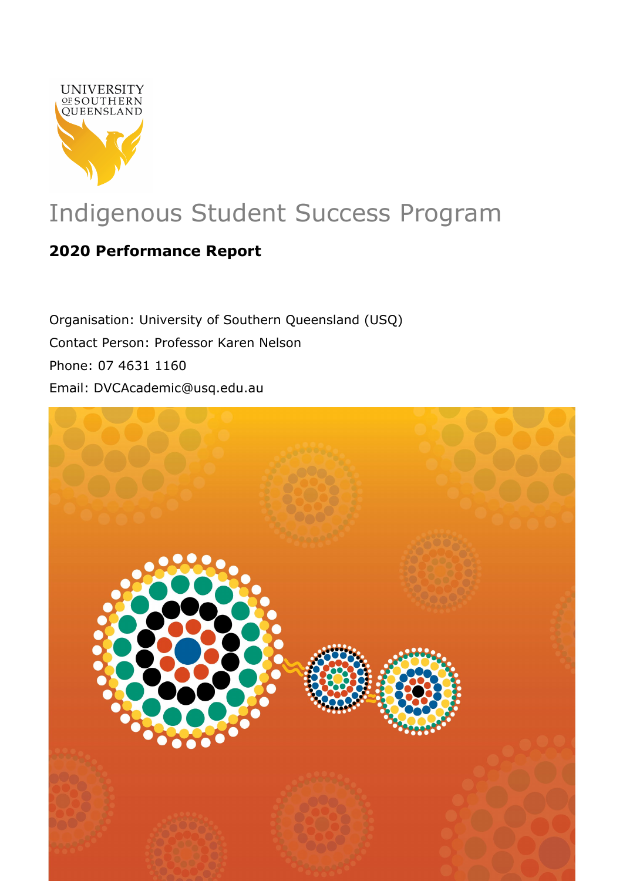# Indigenous Student Success Program

## 2020 Performance Report

Organisation: University of Southern Queensland (USQ)

Contact Person: Professor Karen Nelson

Phone: 07 4631 1160

Email: DVCAcademic@usq.edu.au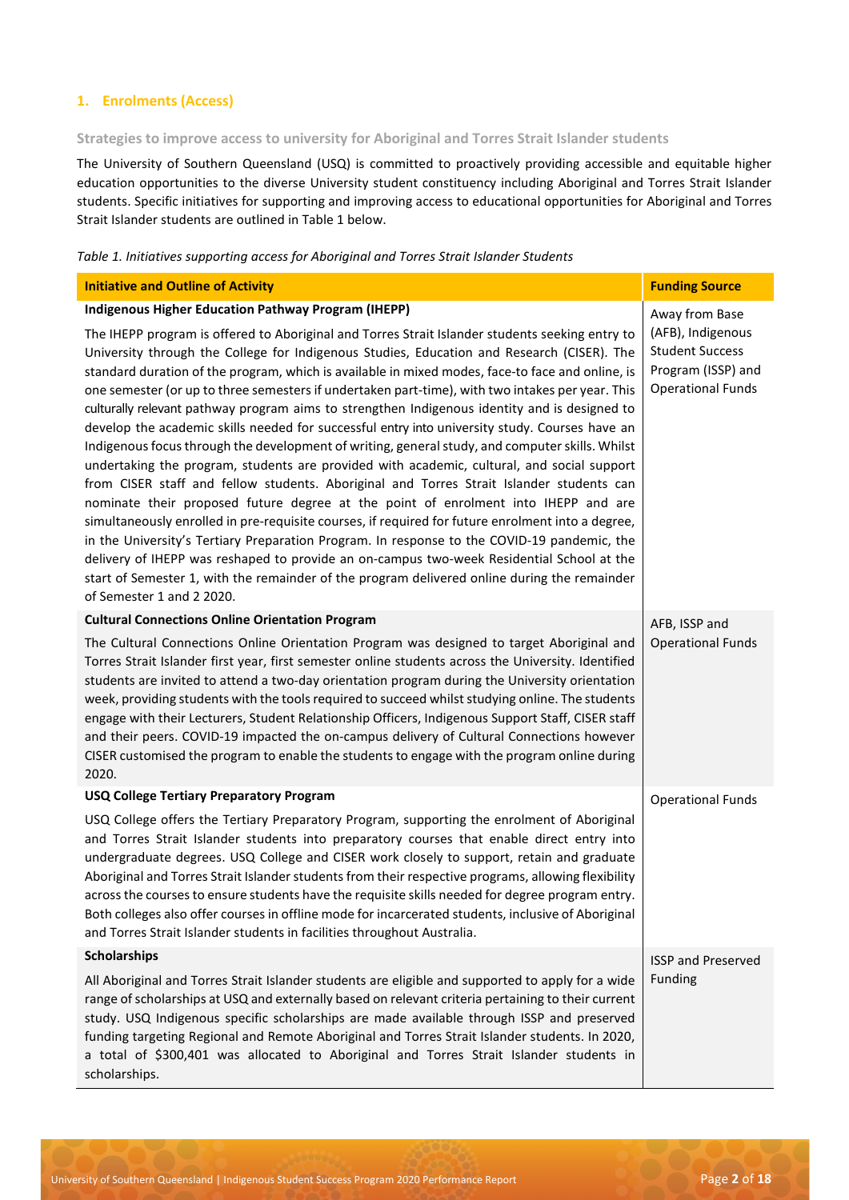## 1. Enrolments (Access)

### Strategies to improve access to university for Aboriginal and Torres Strait Islander students

The University of Southern Queensland (USQ) is committed to proactively providing accessible and equitable higher education opportunities to the diverse University student constituency including Aboriginal and Torres Strait Islander students. Specific initiatives for supporting and improving access to educational opportunities for Aboriginal and Torres Strait Islander students are outlined in Table 1 below.

*Table 1. Initiatives supporting access for Aboriginal and Torres Strait Islander Students*

| Initiative and Outline of Activity | Funding Source |
|---|---|
| **Indigenous Higher Education Pathway Program (IHEPP)**<br><br>The IHEPP program is offered to Aboriginal and Torres Strait Islander students seeking entry to University through the College for Indigenous Studies, Education and Research (CISER). The standard duration of the program, which is available in mixed modes, face-to face and online, is one semester (or up to three semesters if undertaken part-time), with two intakes per year. This culturally relevant pathway program aims to strengthen Indigenous identity and is designed to develop the academic skills needed for successful entry into university study. Courses have an Indigenous focus through the development of writing, general study, and computer skills. Whilst undertaking the program, students are provided with academic, cultural, and social support from CISER staff and fellow students. Aboriginal and Torres Strait Islander students can nominate their proposed future degree at the point of enrolment into IHEPP and are simultaneously enrolled in pre-requisite courses, if required for future enrolment into a degree, in the University's Tertiary Preparation Program. In response to the COVID-19 pandemic, the delivery of IHEPP was reshaped to provide an on-campus two-week Residential School at the start of Semester 1, with the remainder of the program delivered online during the remainder of Semester 1 and 2 2020. | Away from Base (AFB), Indigenous Student Success Program (ISSP) and Operational Funds |
| **Cultural Connections Online Orientation Program**<br><br>The Cultural Connections Online Orientation Program was designed to target Aboriginal and Torres Strait Islander first year, first semester online students across the University. Identified students are invited to attend a two-day orientation program during the University orientation week, providing students with the tools required to succeed whilst studying online. The students engage with their Lecturers, Student Relationship Officers, Indigenous Support Staff, CISER staff and their peers. COVID-19 impacted the on-campus delivery of Cultural Connections however CISER customised the program to enable the students to engage with the program online during 2020. | AFB, ISSP and Operational Funds |
| **USQ College Tertiary Preparatory Program**<br><br>USQ College offers the Tertiary Preparatory Program, supporting the enrolment of Aboriginal and Torres Strait Islander students into preparatory courses that enable direct entry into undergraduate degrees. USQ College and CISER work closely to support, retain and graduate Aboriginal and Torres Strait Islander students from their respective programs, allowing flexibility across the courses to ensure students have the requisite skills needed for degree program entry. Both colleges also offer courses in offline mode for incarcerated students, inclusive of Aboriginal and Torres Strait Islander students in facilities throughout Australia. | Operational Funds |
| **Scholarships**<br><br>All Aboriginal and Torres Strait Islander students are eligible and supported to apply for a wide range of scholarships at USQ and externally based on relevant criteria pertaining to their current study. USQ Indigenous specific scholarships are made available through ISSP and preserved funding targeting Regional and Remote Aboriginal and Torres Strait Islander students. In 2020, a total of $300,401 was allocated to Aboriginal and Torres Strait Islander students in scholarships. | ISSP and Preserved Funding |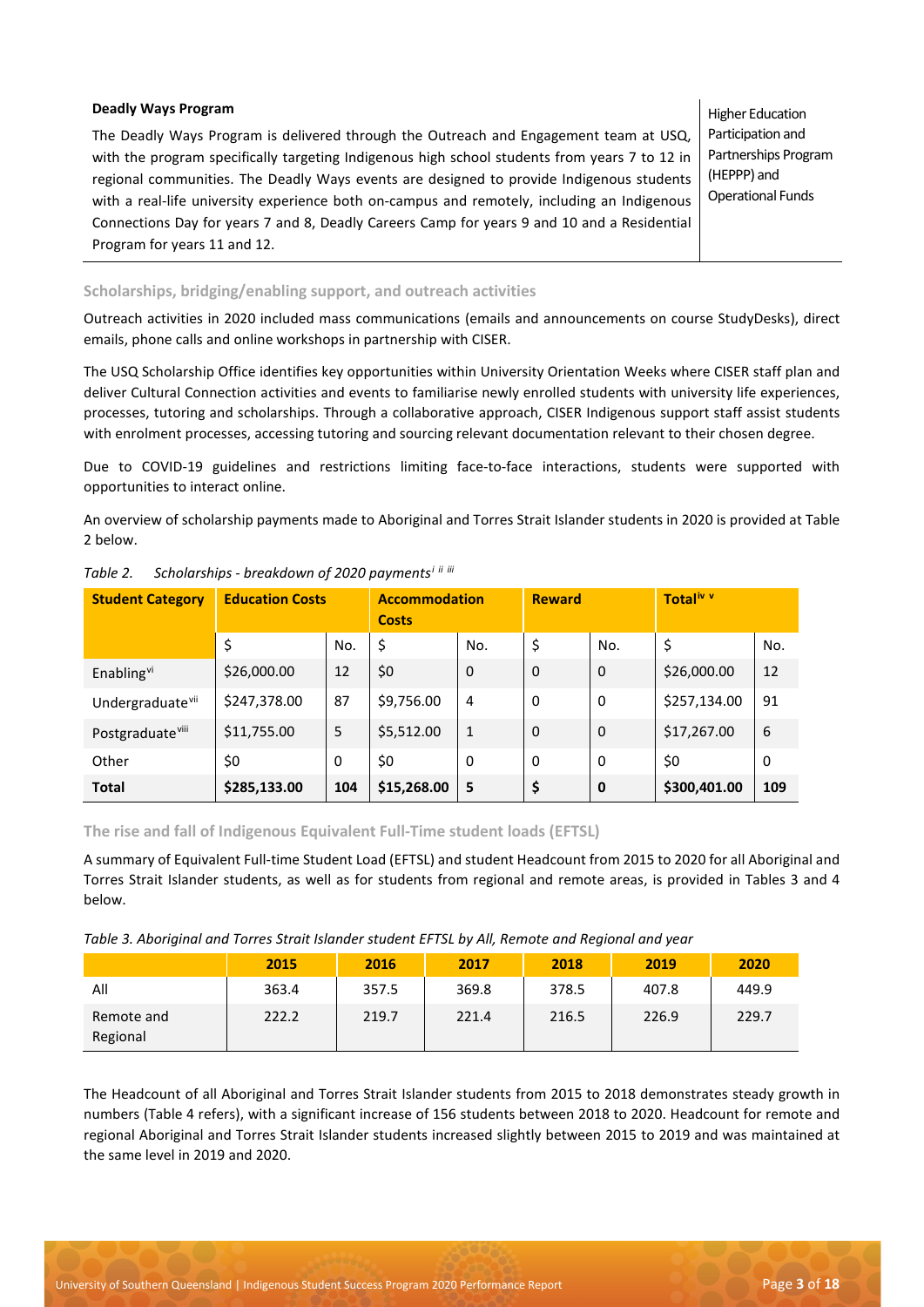| **Deadly Ways Program** The Deadly Ways Program is delivered through the Outreach and Engagement team at USQ, with the program specifically targeting Indigenous high school students from years 7 to 12 in regional communities. The Deadly Ways events are designed to provide Indigenous students with a real-life university experience both on-campus and remotely, including an Indigenous Connections Day for years 7 and 8, Deadly Careers Camp for years 9 and 10 and a Residential Program for years 11 and 12. | Higher Education Participation and Partnerships Program (HEPPP) and Operational Funds |
|---|---|

### Scholarships, bridging/enabling support, and outreach activities

Outreach activities in 2020 included mass communications (emails and announcements on course StudyDesks), direct emails, phone calls and online workshops in partnership with CISER.

The USQ Scholarship Office identifies key opportunities within University Orientation Weeks where CISER staff plan and deliver Cultural Connection activities and events to familiarise newly enrolled students with university life experiences, processes, tutoring and scholarships. Through a collaborative approach, CISER Indigenous support staff assist students with enrolment processes, accessing tutoring and sourcing relevant documentation relevant to their chosen degree.

Due to COVID-19 guidelines and restrictions limiting face-to-face interactions, students were supported with opportunities to interact online.

An overview of scholarship payments made to Aboriginal and Torres Strait Islander students in 2020 is provided at Table 2 below.

*Table 2. Scholarships - breakdown of 2020 payments*[i ii iii]

| **Student Category** | **Education Costs** | | **Accommodation Costs** | | **Reward** | | **Total**[iv v] | |
|---|---|---|---|---|---|---|---|---|
| | $ | No. | $ | No. | $ | No. | $ | No. |
| Enabling[vi] | $26,000.00 | 12 | $0 | 0 | 0 | 0 | $26,000.00 | 12 |
| Undergraduate[vii] | $247,378.00 | 87 | $9,756.00 | 4 | 0 | 0 | $257,134.00 | 91 |
| Postgraduate[viii] | $11,755.00 | 5 | $5,512.00 | 1 | 0 | 0 | $17,267.00 | 6 |
| Other | $0 | 0 | $0 | 0 | 0 | 0 | $0 | 0 |
| **Total** | **$285,133.00** | **104** | **$15,268.00** | **5** | **$** | **0** | **$300,401.00** | **109** |

### The rise and fall of Indigenous Equivalent Full-Time student loads (EFTSL)

A summary of Equivalent Full-time Student Load (EFTSL) and student Headcount from 2015 to 2020 for all Aboriginal and Torres Strait Islander students, as well as for students from regional and remote areas, is provided in Tables 3 and 4 below.

*Table 3. Aboriginal and Torres Strait Islander student EFTSL by All, Remote and Regional and year*

| | 2015 | 2016 | 2017 | 2018 | 2019 | 2020 |
|---|---|---|---|---|---|---|
| All | 363.4 | 357.5 | 369.8 | 378.5 | 407.8 | 449.9 |
| Remote and Regional | 222.2 | 219.7 | 221.4 | 216.5 | 226.9 | 229.7 |

The Headcount of all Aboriginal and Torres Strait Islander students from 2015 to 2018 demonstrates steady growth in numbers (Table 4 refers), with a significant increase of 156 students between 2018 to 2020. Headcount for remote and regional Aboriginal and Torres Strait Islander students increased slightly between 2015 to 2019 and was maintained at the same level in 2019 and 2020.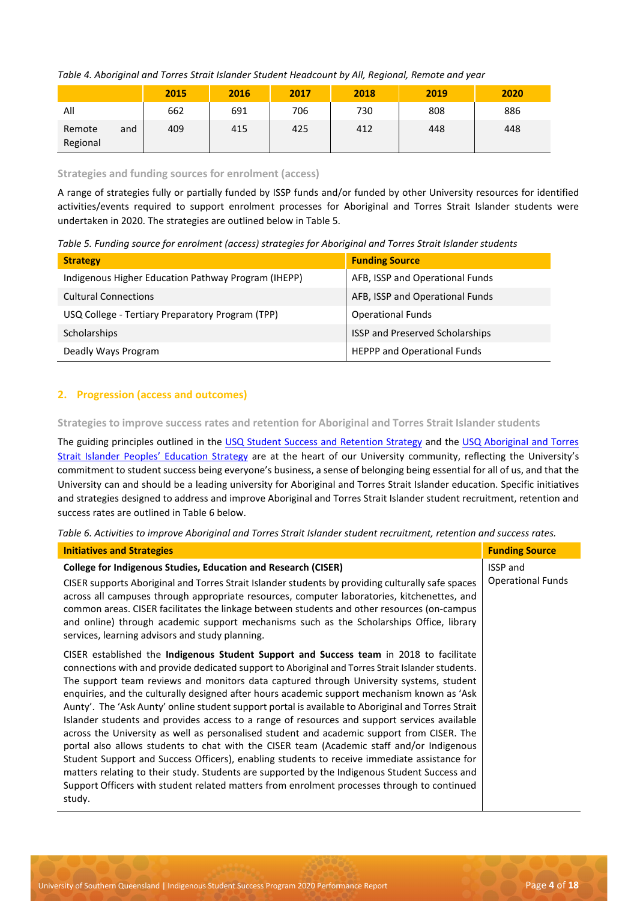*Table 4. Aboriginal and Torres Strait Islander Student Headcount by All, Regional, Remote and year*

| | 2015 | 2016 | 2017 | 2018 | 2019 | 2020 |
|---|---|---|---|---|---|---|
| All | 662 | 691 | 706 | 730 | 808 | 886 |
| Remote and Regional | 409 | 415 | 425 | 412 | 448 | 448 |

### Strategies and funding sources for enrolment (access)

A range of strategies fully or partially funded by ISSP funds and/or funded by other University resources for identified activities/events required to support enrolment processes for Aboriginal and Torres Strait Islander students were undertaken in 2020. The strategies are outlined below in Table 5.

*Table 5. Funding source for enrolment (access) strategies for Aboriginal and Torres Strait Islander students*

| Strategy | Funding Source |
|---|---|
| Indigenous Higher Education Pathway Program (IHEPP) | AFB, ISSP and Operational Funds |
| Cultural Connections | AFB, ISSP and Operational Funds |
| USQ College - Tertiary Preparatory Program (TPP) | Operational Funds |
| Scholarships | ISSP and Preserved Scholarships |
| Deadly Ways Program | HEPPP and Operational Funds |

## 2. Progression (access and outcomes)

### Strategies to improve success rates and retention for Aboriginal and Torres Strait Islander students

The guiding principles outlined in the USQ Student Success and Retention Strategy and the USQ Aboriginal and Torres Strait Islander Peoples' Education Strategy are at the heart of our University community, reflecting the University's commitment to student success being everyone's business, a sense of belonging being essential for all of us, and that the University can and should be a leading university for Aboriginal and Torres Strait Islander education. Specific initiatives and strategies designed to address and improve Aboriginal and Torres Strait Islander student recruitment, retention and success rates are outlined in Table 6 below.

*Table 6. Activities to improve Aboriginal and Torres Strait Islander student recruitment, retention and success rates.*

| Initiatives and Strategies | Funding Source |
|---|---|
| **College for Indigenous Studies, Education and Research (CISER)**<br><br>CISER supports Aboriginal and Torres Strait Islander students by providing culturally safe spaces across all campuses through appropriate resources, computer laboratories, kitchenettes, and common areas. CISER facilitates the linkage between students and other resources (on-campus and online) through academic support mechanisms such as the Scholarships Office, library services, learning advisors and study planning.<br><br>CISER established the **Indigenous Student Support and Success team** in 2018 to facilitate connections with and provide dedicated support to Aboriginal and Torres Strait Islander students. The support team reviews and monitors data captured through University systems, student enquiries, and the culturally designed after hours academic support mechanism known as 'Ask Aunty'. The 'Ask Aunty' online student support portal is available to Aboriginal and Torres Strait Islander students and provides access to a range of resources and support services available across the University as well as personalised student and academic support from CISER. The portal also allows students to chat with the CISER team (Academic staff and/or Indigenous Student Support and Success Officers), enabling students to receive immediate assistance for matters relating to their study. Students are supported by the Indigenous Student Success and Support Officers with student related matters from enrolment processes through to continued study. | ISSP and Operational Funds |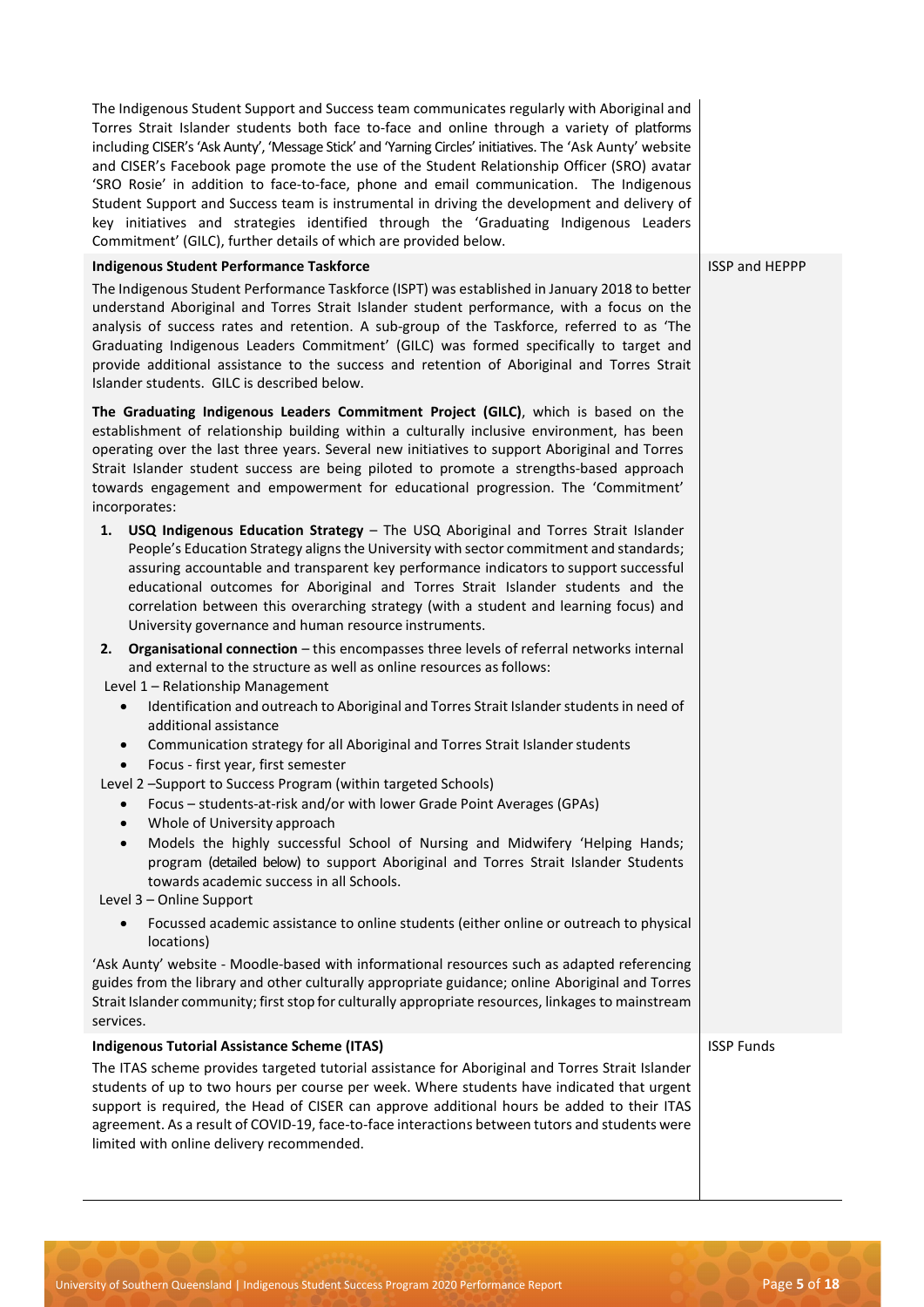| | |
|---|---|
| The Indigenous Student Support and Success team communicates regularly with Aboriginal and Torres Strait Islander students both face to-face and online through a variety of platforms including CISER's 'Ask Aunty', 'Message Stick' and 'Yarning Circles' initiatives. The 'Ask Aunty' website and CISER's Facebook page promote the use of the Student Relationship Officer (SRO) avatar 'SRO Rosie' in addition to face-to-face, phone and email communication. The Indigenous Student Support and Success team is instrumental in driving the development and delivery of key initiatives and strategies identified through the 'Graduating Indigenous Leaders Commitment' (GILC), further details of which are provided below. | |
| **Indigenous Student Performance Taskforce**<br><br>The Indigenous Student Performance Taskforce (ISPT) was established in January 2018 to better understand Aboriginal and Torres Strait Islander student performance, with a focus on the analysis of success rates and retention. A sub-group of the Taskforce, referred to as 'The Graduating Indigenous Leaders Commitment' (GILC) was formed specifically to target and provide additional assistance to the success and retention of Aboriginal and Torres Strait Islander students. GILC is described below.<br><br>**The Graduating Indigenous Leaders Commitment Project (GILC)**, which is based on the establishment of relationship building within a culturally inclusive environment, has been operating over the last three years. Several new initiatives to support Aboriginal and Torres Strait Islander student success are being piloted to promote a strengths-based approach towards engagement and empowerment for educational progression. The 'Commitment' incorporates:<br><br>1. **USQ Indigenous Education Strategy** – The USQ Aboriginal and Torres Strait Islander People's Education Strategy aligns the University with sector commitment and standards; assuring accountable and transparent key performance indicators to support successful educational outcomes for Aboriginal and Torres Strait Islander students and the correlation between this overarching strategy (with a student and learning focus) and University governance and human resource instruments.<br>2. **Organisational connection** – this encompasses three levels of referral networks internal and external to the structure as well as online resources as follows:<br><br>Level 1 – Relationship Management<br>• Identification and outreach to Aboriginal and Torres Strait Islander students in need of additional assistance<br>• Communication strategy for all Aboriginal and Torres Strait Islander students<br>• Focus - first year, first semester<br><br>Level 2 –Support to Success Program (within targeted Schools)<br>• Focus – students-at-risk and/or with lower Grade Point Averages (GPAs)<br>• Whole of University approach<br>• Models the highly successful School of Nursing and Midwifery 'Helping Hands; program (detailed below) to support Aboriginal and Torres Strait Islander Students towards academic success in all Schools.<br><br>Level 3 – Online Support<br>• Focussed academic assistance to online students (either online or outreach to physical locations)<br><br>'Ask Aunty' website - Moodle-based with informational resources such as adapted referencing guides from the library and other culturally appropriate guidance; online Aboriginal and Torres Strait Islander community; first stop for culturally appropriate resources, linkages to mainstream services. | ISSP and HEPPP |
| **Indigenous Tutorial Assistance Scheme (ITAS)**<br><br>The ITAS scheme provides targeted tutorial assistance for Aboriginal and Torres Strait Islander students of up to two hours per course per week. Where students have indicated that urgent support is required, the Head of CISER can approve additional hours be added to their ITAS agreement. As a result of COVID-19, face-to-face interactions between tutors and students were limited with online delivery recommended. | ISSP Funds |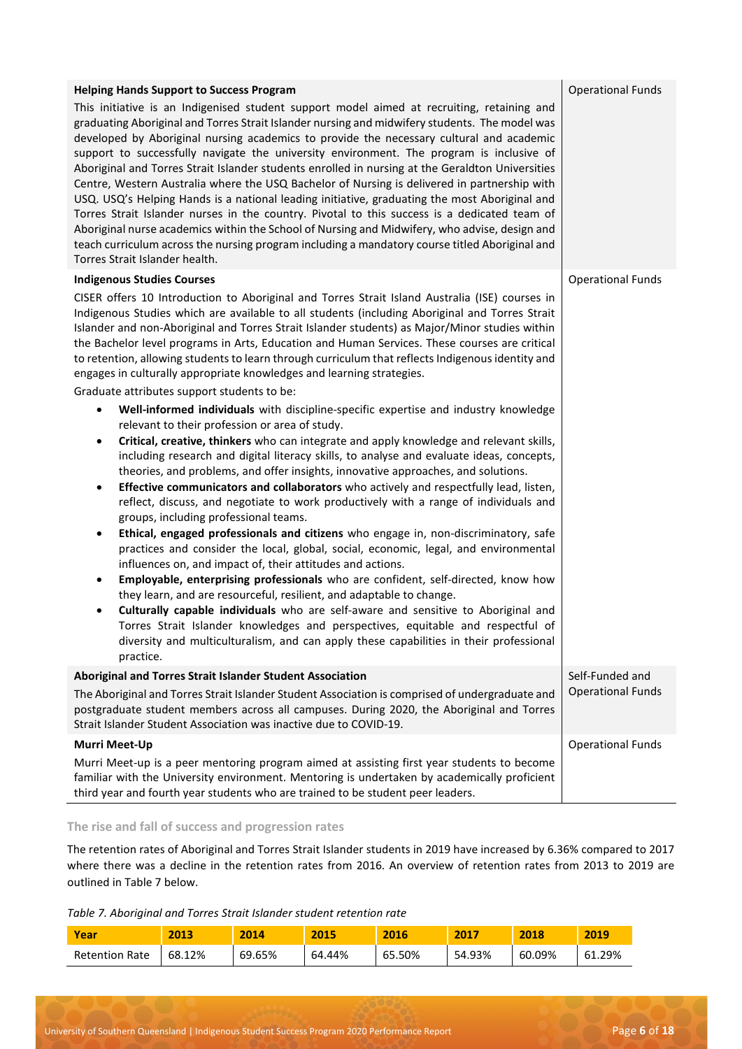| | |
|---|---|
| **Helping Hands Support to Success Program**<br>This initiative is an Indigenised student support model aimed at recruiting, retaining and graduating Aboriginal and Torres Strait Islander nursing and midwifery students. The model was developed by Aboriginal nursing academics to provide the necessary cultural and academic support to successfully navigate the university environment. The program is inclusive of Aboriginal and Torres Strait Islander students enrolled in nursing at the Geraldton Universities Centre, Western Australia where the USQ Bachelor of Nursing is delivered in partnership with USQ. USQ's Helping Hands is a national leading initiative, graduating the most Aboriginal and Torres Strait Islander nurses in the country. Pivotal to this success is a dedicated team of Aboriginal nurse academics within the School of Nursing and Midwifery, who advise, design and teach curriculum across the nursing program including a mandatory course titled Aboriginal and Torres Strait Islander health. | Operational Funds |
| **Indigenous Studies Courses**<br>CISER offers 10 Introduction to Aboriginal and Torres Strait Island Australia (ISE) courses in Indigenous Studies which are available to all students (including Aboriginal and Torres Strait Islander and non-Aboriginal and Torres Strait Islander students) as Major/Minor studies within the Bachelor level programs in Arts, Education and Human Services. These courses are critical to retention, allowing students to learn through curriculum that reflects Indigenous identity and engages in culturally appropriate knowledges and learning strategies.<br>Graduate attributes support students to be:<br>• **Well-informed individuals** with discipline-specific expertise and industry knowledge relevant to their profession or area of study.<br>• **Critical, creative, thinkers** who can integrate and apply knowledge and relevant skills, including research and digital literacy skills, to analyse and evaluate ideas, concepts, theories, and problems, and offer insights, innovative approaches, and solutions.<br>• **Effective communicators and collaborators** who actively and respectfully lead, listen, reflect, discuss, and negotiate to work productively with a range of individuals and groups, including professional teams.<br>• **Ethical, engaged professionals and citizens** who engage in, non-discriminatory, safe practices and consider the local, global, social, economic, legal, and environmental influences on, and impact of, their attitudes and actions.<br>• **Employable, enterprising professionals** who are confident, self-directed, know how they learn, and are resourceful, resilient, and adaptable to change.<br>• **Culturally capable individuals** who are self-aware and sensitive to Aboriginal and Torres Strait Islander knowledges and perspectives, equitable and respectful of diversity and multiculturalism, and can apply these capabilities in their professional practice. | Operational Funds |
| **Aboriginal and Torres Strait Islander Student Association**<br>The Aboriginal and Torres Strait Islander Student Association is comprised of undergraduate and postgraduate student members across all campuses. During 2020, the Aboriginal and Torres Strait Islander Student Association was inactive due to COVID-19. | Self-Funded and Operational Funds |
| **Murri Meet-Up**<br>Murri Meet-up is a peer mentoring program aimed at assisting first year students to become familiar with the University environment. Mentoring is undertaken by academically proficient third year and fourth year students who are trained to be student peer leaders. | Operational Funds |

### The rise and fall of success and progression rates

The retention rates of Aboriginal and Torres Strait Islander students in 2019 have increased by 6.36% compared to 2017 where there was a decline in the retention rates from 2016. An overview of retention rates from 2013 to 2019 are outlined in Table 7 below.

*Table 7. Aboriginal and Torres Strait Islander student retention rate*

| Year | 2013 | 2014 | 2015 | 2016 | 2017 | 2018 | 2019 |
|---|---|---|---|---|---|---|---|
| Retention Rate | 68.12% | 69.65% | 64.44% | 65.50% | 54.93% | 60.09% | 61.29% |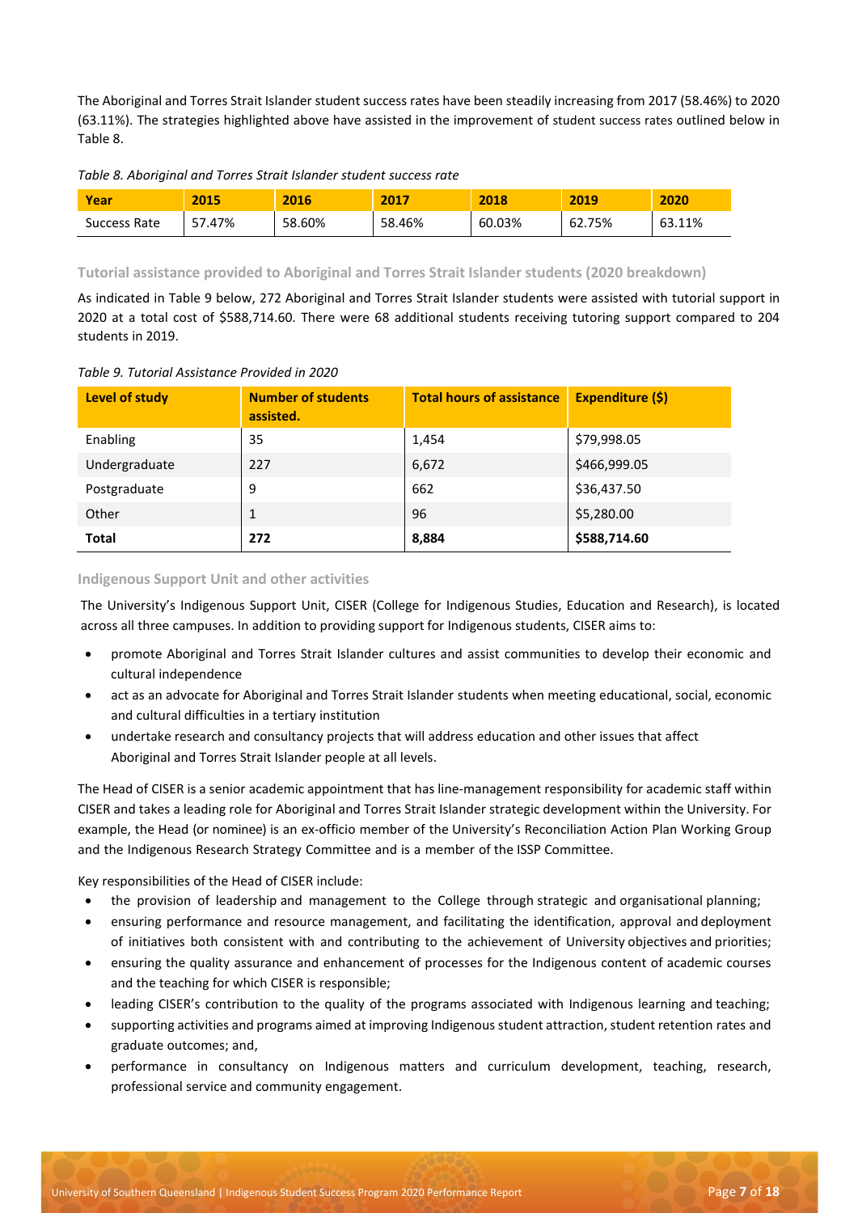The Aboriginal and Torres Strait Islander student success rates have been steadily increasing from 2017 (58.46%) to 2020 (63.11%). The strategies highlighted above have assisted in the improvement of student success rates outlined below in Table 8.

*Table 8. Aboriginal and Torres Strait Islander student success rate*

| Year | 2015 | 2016 | 2017 | 2018 | 2019 | 2020 |
|---|---|---|---|---|---|---|
| Success Rate | 57.47% | 58.60% | 58.46% | 60.03% | 62.75% | 63.11% |

### Tutorial assistance provided to Aboriginal and Torres Strait Islander students (2020 breakdown)

As indicated in Table 9 below, 272 Aboriginal and Torres Strait Islander students were assisted with tutorial support in 2020 at a total cost of $588,714.60. There were 68 additional students receiving tutoring support compared to 204 students in 2019.

*Table 9. Tutorial Assistance Provided in 2020*

| Level of study | Number of students assisted. | Total hours of assistance | Expenditure ($) |
|---|---|---|---|
| Enabling | 35 | 1,454 | $79,998.05 |
| Undergraduate | 227 | 6,672 | $466,999.05 |
| Postgraduate | 9 | 662 | $36,437.50 |
| Other | 1 | 96 | $5,280.00 |
| **Total** | **272** | **8,884** | **$588,714.60** |

### Indigenous Support Unit and other activities

The University's Indigenous Support Unit, CISER (College for Indigenous Studies, Education and Research), is located across all three campuses. In addition to providing support for Indigenous students, CISER aims to:

- promote Aboriginal and Torres Strait Islander cultures and assist communities to develop their economic and cultural independence
- act as an advocate for Aboriginal and Torres Strait Islander students when meeting educational, social, economic and cultural difficulties in a tertiary institution
- undertake research and consultancy projects that will address education and other issues that affect Aboriginal and Torres Strait Islander people at all levels.

The Head of CISER is a senior academic appointment that has line-management responsibility for academic staff within CISER and takes a leading role for Aboriginal and Torres Strait Islander strategic development within the University. For example, the Head (or nominee) is an ex-officio member of the University's Reconciliation Action Plan Working Group and the Indigenous Research Strategy Committee and is a member of the ISSP Committee.

Key responsibilities of the Head of CISER include:

- the provision of leadership and management to the College through strategic and organisational planning;
- ensuring performance and resource management, and facilitating the identification, approval and deployment of initiatives both consistent with and contributing to the achievement of University objectives and priorities;
- ensuring the quality assurance and enhancement of processes for the Indigenous content of academic courses and the teaching for which CISER is responsible;
- leading CISER's contribution to the quality of the programs associated with Indigenous learning and teaching;
- supporting activities and programs aimed at improving Indigenous student attraction, student retention rates and graduate outcomes; and,
- performance in consultancy on Indigenous matters and curriculum development, teaching, research, professional service and community engagement.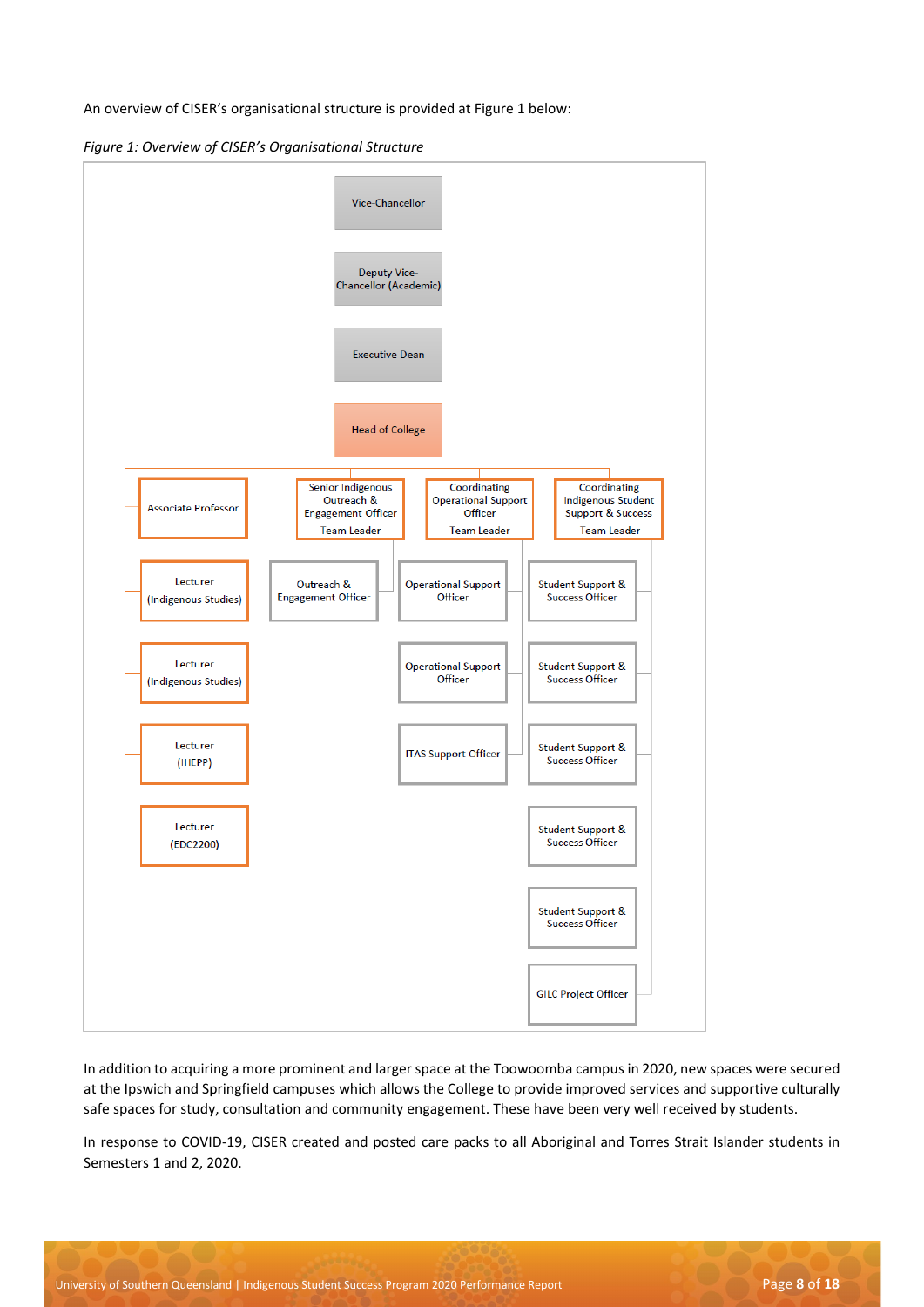An overview of CISER's organisational structure is provided at Figure 1 below:

*Figure 1: Overview of CISER's Organisational Structure*

- Vice-Chancellor
  - Deputy Vice-Chancellor (Academic)
    - Executive Dean
      - Head of College
        - Associate Professor
          - Lecturer (Indigenous Studies)
          - Lecturer (Indigenous Studies)
          - Lecturer (IHEPP)
          - Lecturer (EDC2200)
        - Senior Indigenous Outreach & Engagement Officer Team Leader
          - Outreach & Engagement Officer
        - Coordinating Operational Support Officer Team Leader
          - Operational Support Officer
          - Operational Support Officer
          - ITAS Support Officer
        - Coordinating Indigenous Student Support & Success Team Leader
          - Student Support & Success Officer
          - Student Support & Success Officer
          - Student Support & Success Officer
          - Student Support & Success Officer
          - Student Support & Success Officer
          - GILC Project Officer

In addition to acquiring a more prominent and larger space at the Toowoomba campus in 2020, new spaces were secured at the Ipswich and Springfield campuses which allows the College to provide improved services and supportive culturally safe spaces for study, consultation and community engagement. These have been very well received by students.

In response to COVID-19, CISER created and posted care packs to all Aboriginal and Torres Strait Islander students in Semesters 1 and 2, 2020.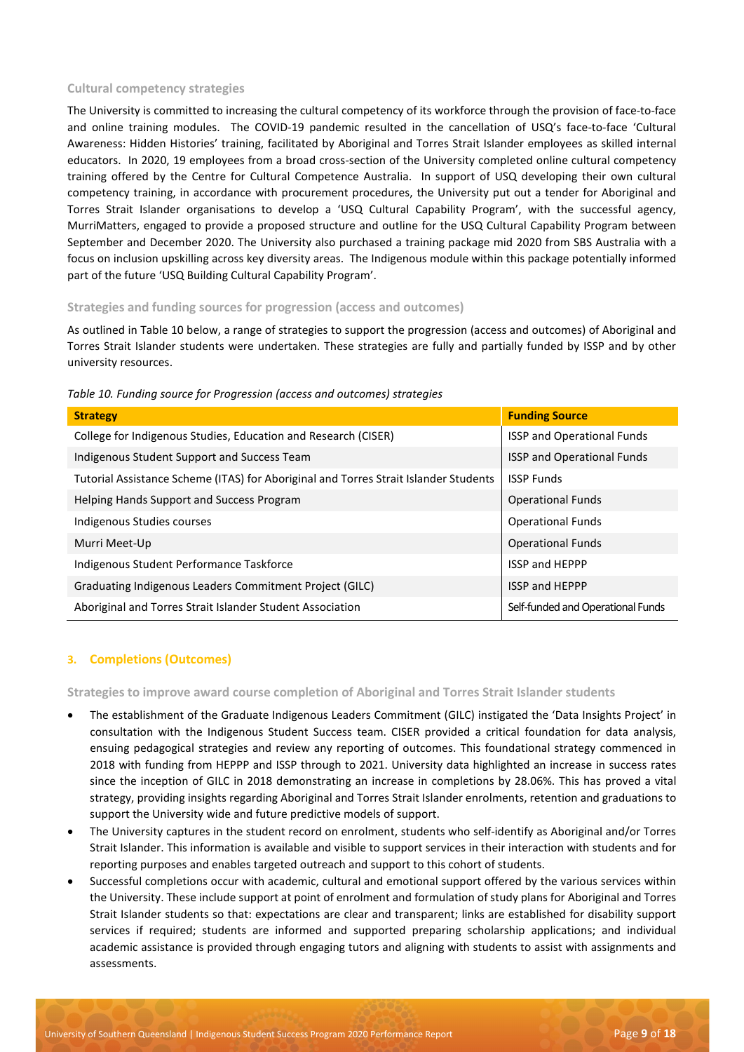### Cultural competency strategies

The University is committed to increasing the cultural competency of its workforce through the provision of face-to-face and online training modules. The COVID-19 pandemic resulted in the cancellation of USQ's face-to-face 'Cultural Awareness: Hidden Histories' training, facilitated by Aboriginal and Torres Strait Islander employees as skilled internal educators. In 2020, 19 employees from a broad cross-section of the University completed online cultural competency training offered by the Centre for Cultural Competence Australia. In support of USQ developing their own cultural competency training, in accordance with procurement procedures, the University put out a tender for Aboriginal and Torres Strait Islander organisations to develop a 'USQ Cultural Capability Program', with the successful agency, MurriMatters, engaged to provide a proposed structure and outline for the USQ Cultural Capability Program between September and December 2020. The University also purchased a training package mid 2020 from SBS Australia with a focus on inclusion upskilling across key diversity areas. The Indigenous module within this package potentially informed part of the future 'USQ Building Cultural Capability Program'.

### Strategies and funding sources for progression (access and outcomes)

As outlined in Table 10 below, a range of strategies to support the progression (access and outcomes) of Aboriginal and Torres Strait Islander students were undertaken. These strategies are fully and partially funded by ISSP and by other university resources.

*Table 10. Funding source for Progression (access and outcomes) strategies*

| Strategy | Funding Source |
| --- | --- |
| College for Indigenous Studies, Education and Research (CISER) | ISSP and Operational Funds |
| Indigenous Student Support and Success Team | ISSP and Operational Funds |
| Tutorial Assistance Scheme (ITAS) for Aboriginal and Torres Strait Islander Students | ISSP Funds |
| Helping Hands Support and Success Program | Operational Funds |
| Indigenous Studies courses | Operational Funds |
| Murri Meet-Up | Operational Funds |
| Indigenous Student Performance Taskforce | ISSP and HEPPP |
| Graduating Indigenous Leaders Commitment Project (GILC) | ISSP and HEPPP |
| Aboriginal and Torres Strait Islander Student Association | Self-funded and Operational Funds |

## 3. Completions (Outcomes)

### Strategies to improve award course completion of Aboriginal and Torres Strait Islander students

- The establishment of the Graduate Indigenous Leaders Commitment (GILC) instigated the 'Data Insights Project' in consultation with the Indigenous Student Success team. CISER provided a critical foundation for data analysis, ensuing pedagogical strategies and review any reporting of outcomes. This foundational strategy commenced in 2018 with funding from HEPPP and ISSP through to 2021. University data highlighted an increase in success rates since the inception of GILC in 2018 demonstrating an increase in completions by 28.06%. This has proved a vital strategy, providing insights regarding Aboriginal and Torres Strait Islander enrolments, retention and graduations to support the University wide and future predictive models of support.
- The University captures in the student record on enrolment, students who self-identify as Aboriginal and/or Torres Strait Islander. This information is available and visible to support services in their interaction with students and for reporting purposes and enables targeted outreach and support to this cohort of students.
- Successful completions occur with academic, cultural and emotional support offered by the various services within the University. These include support at point of enrolment and formulation of study plans for Aboriginal and Torres Strait Islander students so that: expectations are clear and transparent; links are established for disability support services if required; students are informed and supported preparing scholarship applications; and individual academic assistance is provided through engaging tutors and aligning with students to assist with assignments and assessments.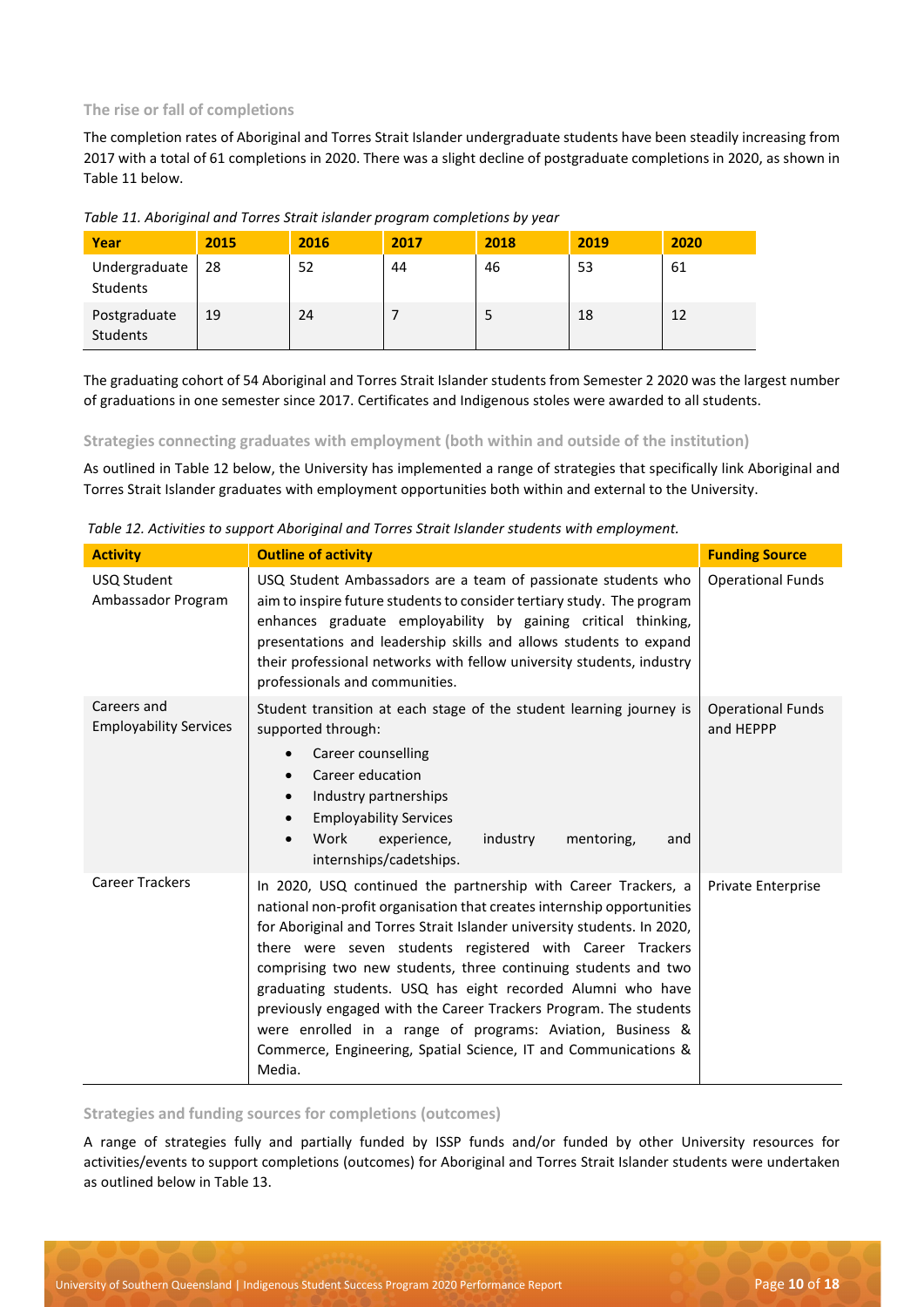### The rise or fall of completions

The completion rates of Aboriginal and Torres Strait Islander undergraduate students have been steadily increasing from 2017 with a total of 61 completions in 2020. There was a slight decline of postgraduate completions in 2020, as shown in Table 11 below.

*Table 11. Aboriginal and Torres Strait islander program completions by year*

| Year | 2015 | 2016 | 2017 | 2018 | 2019 | 2020 |
|---|---|---|---|---|---|---|
| Undergraduate Students | 28 | 52 | 44 | 46 | 53 | 61 |
| Postgraduate Students | 19 | 24 | 7 | 5 | 18 | 12 |

The graduating cohort of 54 Aboriginal and Torres Strait Islander students from Semester 2 2020 was the largest number of graduations in one semester since 2017. Certificates and Indigenous stoles were awarded to all students.

### Strategies connecting graduates with employment (both within and outside of the institution)

As outlined in Table 12 below, the University has implemented a range of strategies that specifically link Aboriginal and Torres Strait Islander graduates with employment opportunities both within and external to the University.

*Table 12. Activities to support Aboriginal and Torres Strait Islander students with employment.*

| Activity | Outline of activity | Funding Source |
|---|---|---|
| USQ Student Ambassador Program | USQ Student Ambassadors are a team of passionate students who aim to inspire future students to consider tertiary study. The program enhances graduate employability by gaining critical thinking, presentations and leadership skills and allows students to expand their professional networks with fellow university students, industry professionals and communities. | Operational Funds |
| Careers and Employability Services | Student transition at each stage of the student learning journey is supported through:<br>• Career counselling<br>• Career education<br>• Industry partnerships<br>• Employability Services<br>• Work experience, industry mentoring, and internships/cadetships. | Operational Funds and HEPPP |
| Career Trackers | In 2020, USQ continued the partnership with Career Trackers, a national non-profit organisation that creates internship opportunities for Aboriginal and Torres Strait Islander university students. In 2020, there were seven students registered with Career Trackers comprising two new students, three continuing students and two graduating students. USQ has eight recorded Alumni who have previously engaged with the Career Trackers Program. The students were enrolled in a range of programs: Aviation, Business & Commerce, Engineering, Spatial Science, IT and Communications & Media. | Private Enterprise |

### Strategies and funding sources for completions (outcomes)

A range of strategies fully and partially funded by ISSP funds and/or funded by other University resources for activities/events to support completions (outcomes) for Aboriginal and Torres Strait Islander students were undertaken as outlined below in Table 13.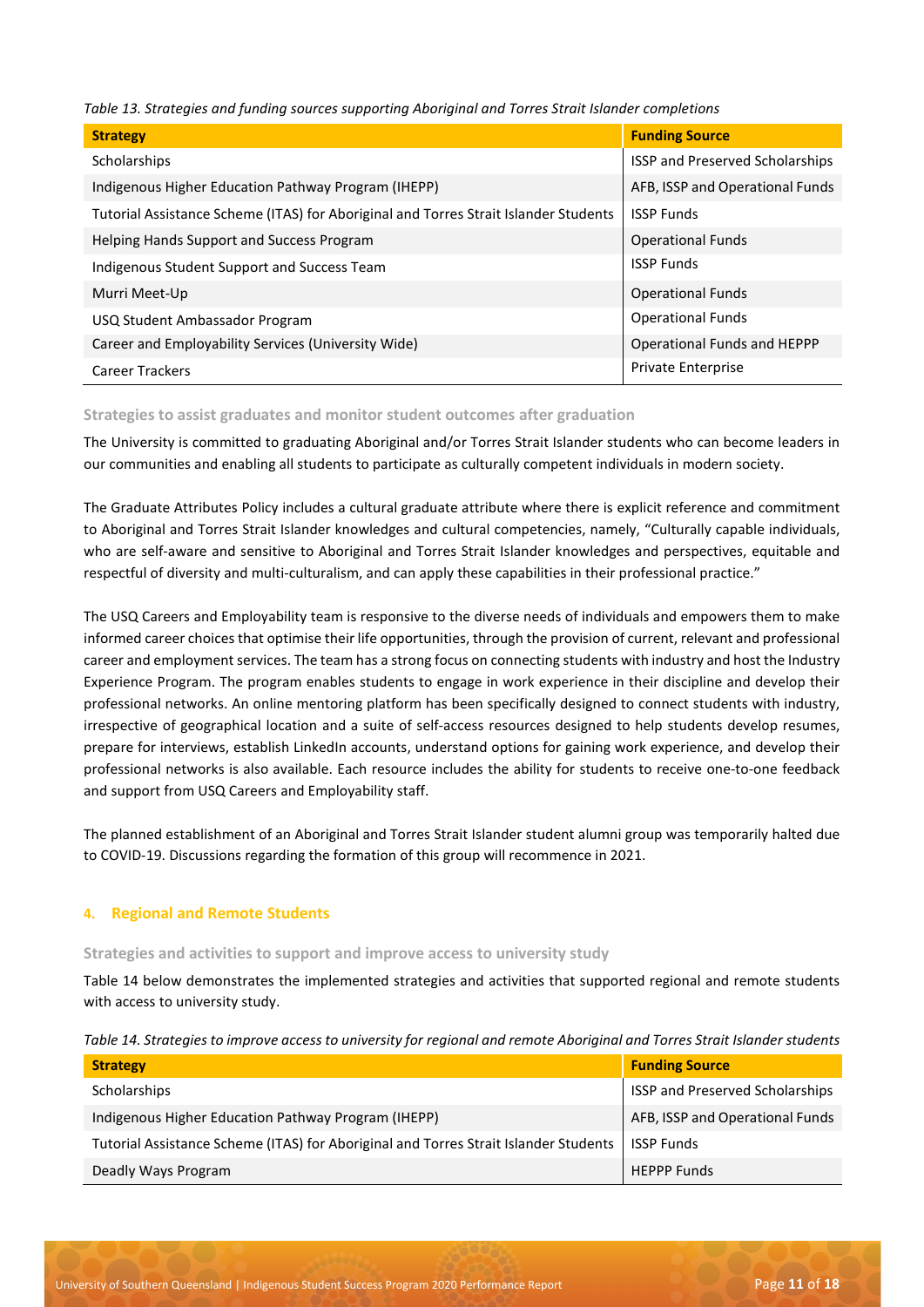*Table 13. Strategies and funding sources supporting Aboriginal and Torres Strait Islander completions*

| Strategy | Funding Source |
|---|---|
| Scholarships | ISSP and Preserved Scholarships |
| Indigenous Higher Education Pathway Program (IHEPP) | AFB, ISSP and Operational Funds |
| Tutorial Assistance Scheme (ITAS) for Aboriginal and Torres Strait Islander Students | ISSP Funds |
| Helping Hands Support and Success Program | Operational Funds |
| Indigenous Student Support and Success Team | ISSP Funds |
| Murri Meet-Up | Operational Funds |
| USQ Student Ambassador Program | Operational Funds |
| Career and Employability Services (University Wide) | Operational Funds and HEPPP |
| Career Trackers | Private Enterprise |

### Strategies to assist graduates and monitor student outcomes after graduation

The University is committed to graduating Aboriginal and/or Torres Strait Islander students who can become leaders in our communities and enabling all students to participate as culturally competent individuals in modern society.

The Graduate Attributes Policy includes a cultural graduate attribute where there is explicit reference and commitment to Aboriginal and Torres Strait Islander knowledges and cultural competencies, namely, "Culturally capable individuals, who are self-aware and sensitive to Aboriginal and Torres Strait Islander knowledges and perspectives, equitable and respectful of diversity and multi-culturalism, and can apply these capabilities in their professional practice."

The USQ Careers and Employability team is responsive to the diverse needs of individuals and empowers them to make informed career choices that optimise their life opportunities, through the provision of current, relevant and professional career and employment services. The team has a strong focus on connecting students with industry and host the Industry Experience Program. The program enables students to engage in work experience in their discipline and develop their professional networks. An online mentoring platform has been specifically designed to connect students with industry, irrespective of geographical location and a suite of self-access resources designed to help students develop resumes, prepare for interviews, establish LinkedIn accounts, understand options for gaining work experience, and develop their professional networks is also available. Each resource includes the ability for students to receive one-to-one feedback and support from USQ Careers and Employability staff.

The planned establishment of an Aboriginal and Torres Strait Islander student alumni group was temporarily halted due to COVID-19. Discussions regarding the formation of this group will recommence in 2021.

## 4. Regional and Remote Students

### Strategies and activities to support and improve access to university study

Table 14 below demonstrates the implemented strategies and activities that supported regional and remote students with access to university study.

*Table 14. Strategies to improve access to university for regional and remote Aboriginal and Torres Strait Islander students*

| Strategy | Funding Source |
|---|---|
| Scholarships | ISSP and Preserved Scholarships |
| Indigenous Higher Education Pathway Program (IHEPP) | AFB, ISSP and Operational Funds |
| Tutorial Assistance Scheme (ITAS) for Aboriginal and Torres Strait Islander Students | ISSP Funds |
| Deadly Ways Program | HEPPP Funds |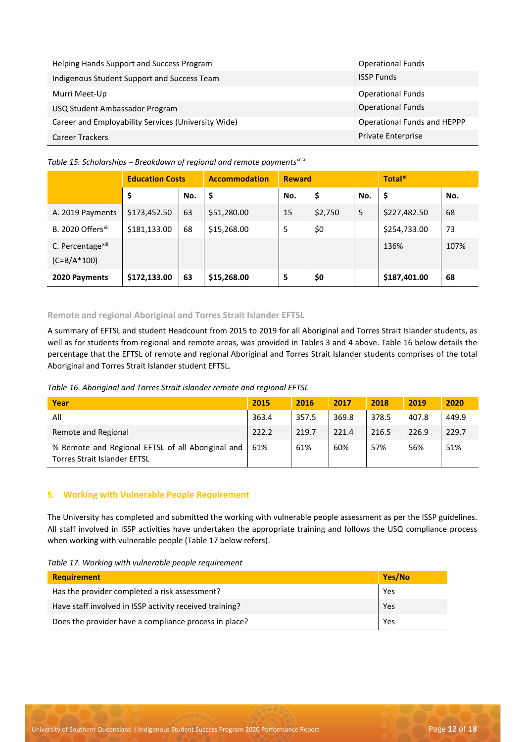| | |
|---|---|
| Helping Hands Support and Success Program | Operational Funds |
| Indigenous Student Support and Success Team | ISSP Funds |
| Murri Meet-Up | Operational Funds |
| USQ Student Ambassador Program | Operational Funds |
| Career and Employability Services (University Wide) | Operational Funds and HEPPP |
| Career Trackers | Private Enterprise |

*Table 15. Scholarships – Breakdown of regional and remote payments[ix x]*

| | Education Costs | | Accommodation | | Reward | | Total[xi] | |
|---|---|---|---|---|---|---|---|---|
| | $ | No. | $ | No. | $ | No. | $ | No. |
| A. 2019 Payments | $173,452.50 | 63 | $51,280.00 | 15 | $2,750 | 5 | $227,482.50 | 68 |
| B. 2020 Offers[xii] | $181,133.00 | 68 | $15,268.00 | 5 | $0 | | $254,733.00 | 73 |
| C. Percentage[xiii] (C=B/A*100) | | | | | | | 136% | 107% |
| **2020 Payments** | **$172,133.00** | **63** | **$15,268.00** | **5** | **$0** | | **$187,401.00** | **68** |

### Remote and regional Aboriginal and Torres Strait Islander EFTSL

A summary of EFTSL and student Headcount from 2015 to 2019 for all Aboriginal and Torres Strait Islander students, as well as for students from regional and remote areas, was provided in Tables 3 and 4 above. Table 16 below details the percentage that the EFTSL of remote and regional Aboriginal and Torres Strait Islander students comprises of the total Aboriginal and Torres Strait Islander student EFTSL.

*Table 16. Aboriginal and Torres Strait islander remote and regional EFTSL*

| Year | 2015 | 2016 | 2017 | 2018 | 2019 | 2020 |
|---|---|---|---|---|---|---|
| All | 363.4 | 357.5 | 369.8 | 378.5 | 407.8 | 449.9 |
| Remote and Regional | 222.2 | 219.7 | 221.4 | 216.5 | 226.9 | 229.7 |
| % Remote and Regional EFTSL of all Aboriginal and Torres Strait Islander EFTSL | 61% | 61% | 60% | 57% | 56% | 51% |

## 5. Working with Vulnerable People Requirement

The University has completed and submitted the working with vulnerable people assessment as per the ISSP guidelines. All staff involved in ISSP activities have undertaken the appropriate training and follows the USQ compliance process when working with vulnerable people (Table 17 below refers).

*Table 17. Working with vulnerable people requirement*

| Requirement | Yes/No |
|---|---|
| Has the provider completed a risk assessment? | Yes |
| Have staff involved in ISSP activity received training? | Yes |
| Does the provider have a compliance process in place? | Yes |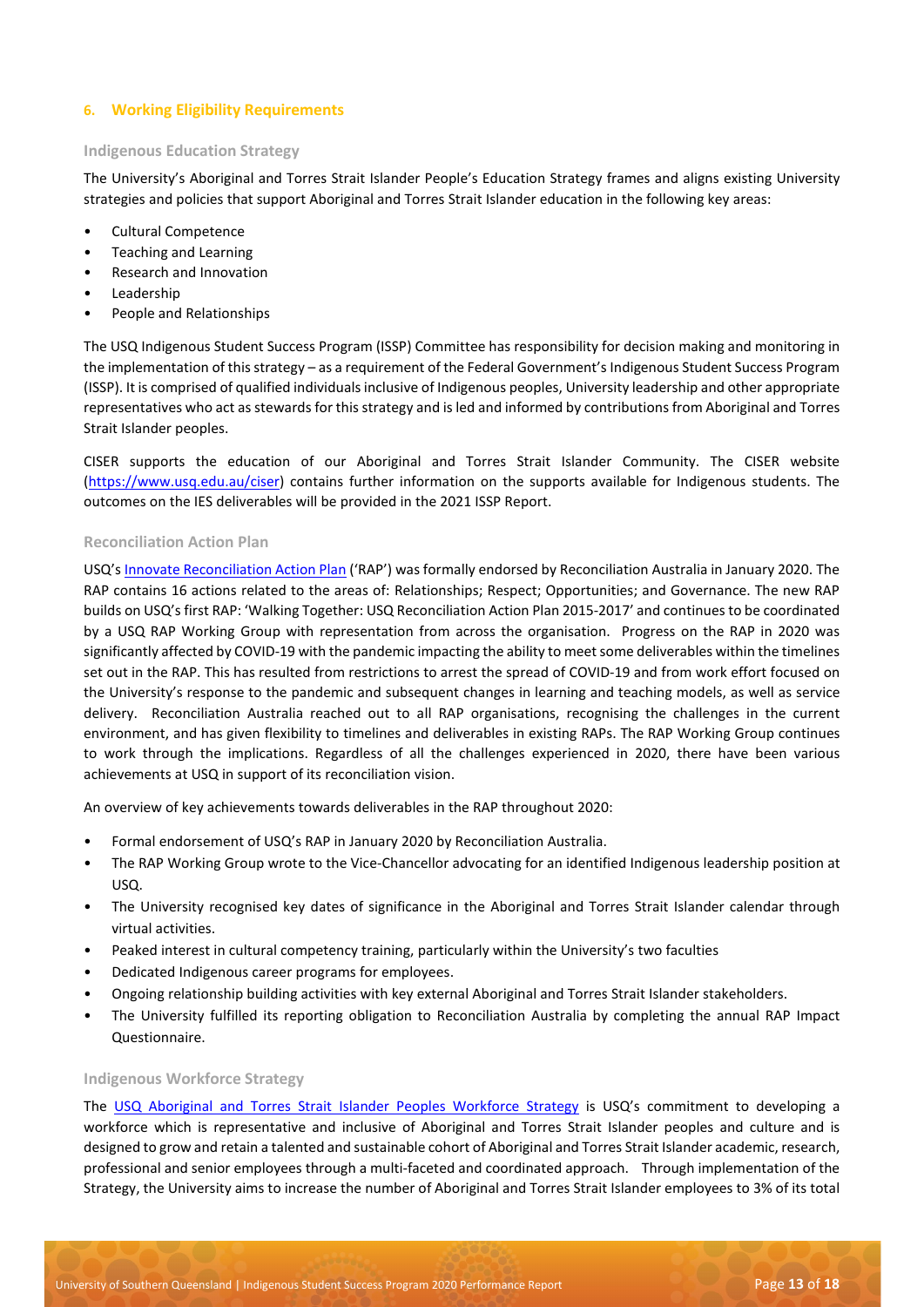## 6. Working Eligibility Requirements

### Indigenous Education Strategy

The University's Aboriginal and Torres Strait Islander People's Education Strategy frames and aligns existing University strategies and policies that support Aboriginal and Torres Strait Islander education in the following key areas:

- Cultural Competence
- Teaching and Learning
- Research and Innovation
- Leadership
- People and Relationships

The USQ Indigenous Student Success Program (ISSP) Committee has responsibility for decision making and monitoring in the implementation of this strategy – as a requirement of the Federal Government's Indigenous Student Success Program (ISSP). It is comprised of qualified individuals inclusive of Indigenous peoples, University leadership and other appropriate representatives who act as stewards for this strategy and is led and informed by contributions from Aboriginal and Torres Strait Islander peoples.

CISER supports the education of our Aboriginal and Torres Strait Islander Community. The CISER website (https://www.usq.edu.au/ciser) contains further information on the supports available for Indigenous students. The outcomes on the IES deliverables will be provided in the 2021 ISSP Report.

### Reconciliation Action Plan

USQ's Innovate Reconciliation Action Plan ('RAP') was formally endorsed by Reconciliation Australia in January 2020. The RAP contains 16 actions related to the areas of: Relationships; Respect; Opportunities; and Governance. The new RAP builds on USQ's first RAP: 'Walking Together: USQ Reconciliation Action Plan 2015-2017' and continues to be coordinated by a USQ RAP Working Group with representation from across the organisation. Progress on the RAP in 2020 was significantly affected by COVID-19 with the pandemic impacting the ability to meet some deliverables within the timelines set out in the RAP. This has resulted from restrictions to arrest the spread of COVID-19 and from work effort focused on the University's response to the pandemic and subsequent changes in learning and teaching models, as well as service delivery. Reconciliation Australia reached out to all RAP organisations, recognising the challenges in the current environment, and has given flexibility to timelines and deliverables in existing RAPs. The RAP Working Group continues to work through the implications. Regardless of all the challenges experienced in 2020, there have been various achievements at USQ in support of its reconciliation vision.

An overview of key achievements towards deliverables in the RAP throughout 2020:

- Formal endorsement of USQ's RAP in January 2020 by Reconciliation Australia.
- The RAP Working Group wrote to the Vice-Chancellor advocating for an identified Indigenous leadership position at USQ.
- The University recognised key dates of significance in the Aboriginal and Torres Strait Islander calendar through virtual activities.
- Peaked interest in cultural competency training, particularly within the University's two faculties
- Dedicated Indigenous career programs for employees.
- Ongoing relationship building activities with key external Aboriginal and Torres Strait Islander stakeholders.
- The University fulfilled its reporting obligation to Reconciliation Australia by completing the annual RAP Impact Questionnaire.

### Indigenous Workforce Strategy

The USQ Aboriginal and Torres Strait Islander Peoples Workforce Strategy is USQ's commitment to developing a workforce which is representative and inclusive of Aboriginal and Torres Strait Islander peoples and culture and is designed to grow and retain a talented and sustainable cohort of Aboriginal and Torres Strait Islander academic, research, professional and senior employees through a multi-faceted and coordinated approach. Through implementation of the Strategy, the University aims to increase the number of Aboriginal and Torres Strait Islander employees to 3% of its total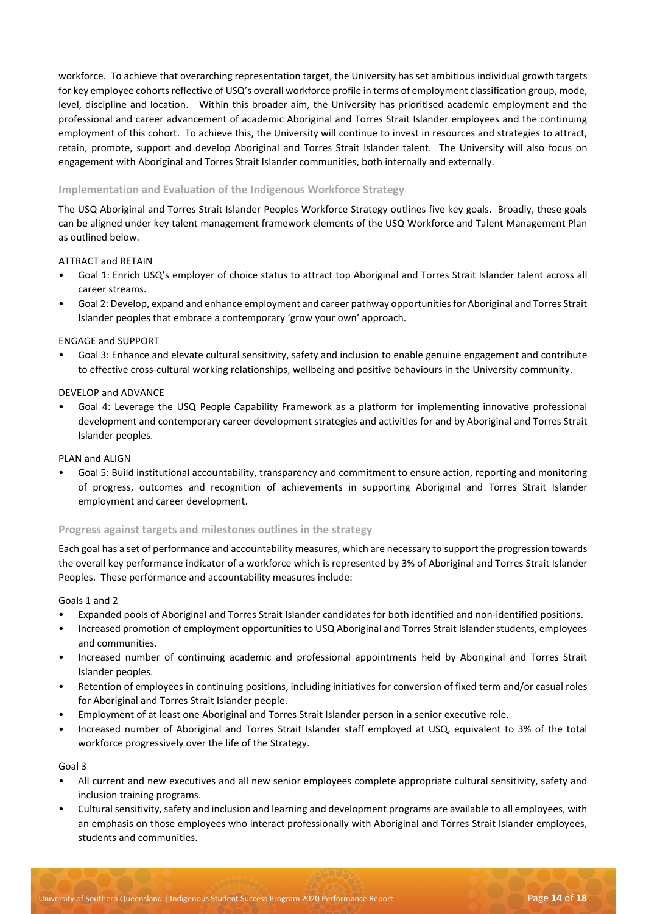workforce. To achieve that overarching representation target, the University has set ambitious individual growth targets for key employee cohorts reflective of USQ's overall workforce profile in terms of employment classification group, mode, level, discipline and location. Within this broader aim, the University has prioritised academic employment and the professional and career advancement of academic Aboriginal and Torres Strait Islander employees and the continuing employment of this cohort. To achieve this, the University will continue to invest in resources and strategies to attract, retain, promote, support and develop Aboriginal and Torres Strait Islander talent. The University will also focus on engagement with Aboriginal and Torres Strait Islander communities, both internally and externally.

### Implementation and Evaluation of the Indigenous Workforce Strategy

The USQ Aboriginal and Torres Strait Islander Peoples Workforce Strategy outlines five key goals. Broadly, these goals can be aligned under key talent management framework elements of the USQ Workforce and Talent Management Plan as outlined below.

ATTRACT and RETAIN

- Goal 1: Enrich USQ's employer of choice status to attract top Aboriginal and Torres Strait Islander talent across all career streams.
- Goal 2: Develop, expand and enhance employment and career pathway opportunities for Aboriginal and Torres Strait Islander peoples that embrace a contemporary 'grow your own' approach.

ENGAGE and SUPPORT

- Goal 3: Enhance and elevate cultural sensitivity, safety and inclusion to enable genuine engagement and contribute to effective cross-cultural working relationships, wellbeing and positive behaviours in the University community.

DEVELOP and ADVANCE

- Goal 4: Leverage the USQ People Capability Framework as a platform for implementing innovative professional development and contemporary career development strategies and activities for and by Aboriginal and Torres Strait Islander peoples.

PLAN and ALIGN

- Goal 5: Build institutional accountability, transparency and commitment to ensure action, reporting and monitoring of progress, outcomes and recognition of achievements in supporting Aboriginal and Torres Strait Islander employment and career development.

### Progress against targets and milestones outlines in the strategy

Each goal has a set of performance and accountability measures, which are necessary to support the progression towards the overall key performance indicator of a workforce which is represented by 3% of Aboriginal and Torres Strait Islander Peoples. These performance and accountability measures include:

Goals 1 and 2

- Expanded pools of Aboriginal and Torres Strait Islander candidates for both identified and non-identified positions.
- Increased promotion of employment opportunities to USQ Aboriginal and Torres Strait Islander students, employees and communities.
- Increased number of continuing academic and professional appointments held by Aboriginal and Torres Strait Islander peoples.
- Retention of employees in continuing positions, including initiatives for conversion of fixed term and/or casual roles for Aboriginal and Torres Strait Islander people.
- Employment of at least one Aboriginal and Torres Strait Islander person in a senior executive role.
- Increased number of Aboriginal and Torres Strait Islander staff employed at USQ, equivalent to 3% of the total workforce progressively over the life of the Strategy.

Goal 3

- All current and new executives and all new senior employees complete appropriate cultural sensitivity, safety and inclusion training programs.
- Cultural sensitivity, safety and inclusion and learning and development programs are available to all employees, with an emphasis on those employees who interact professionally with Aboriginal and Torres Strait Islander employees, students and communities.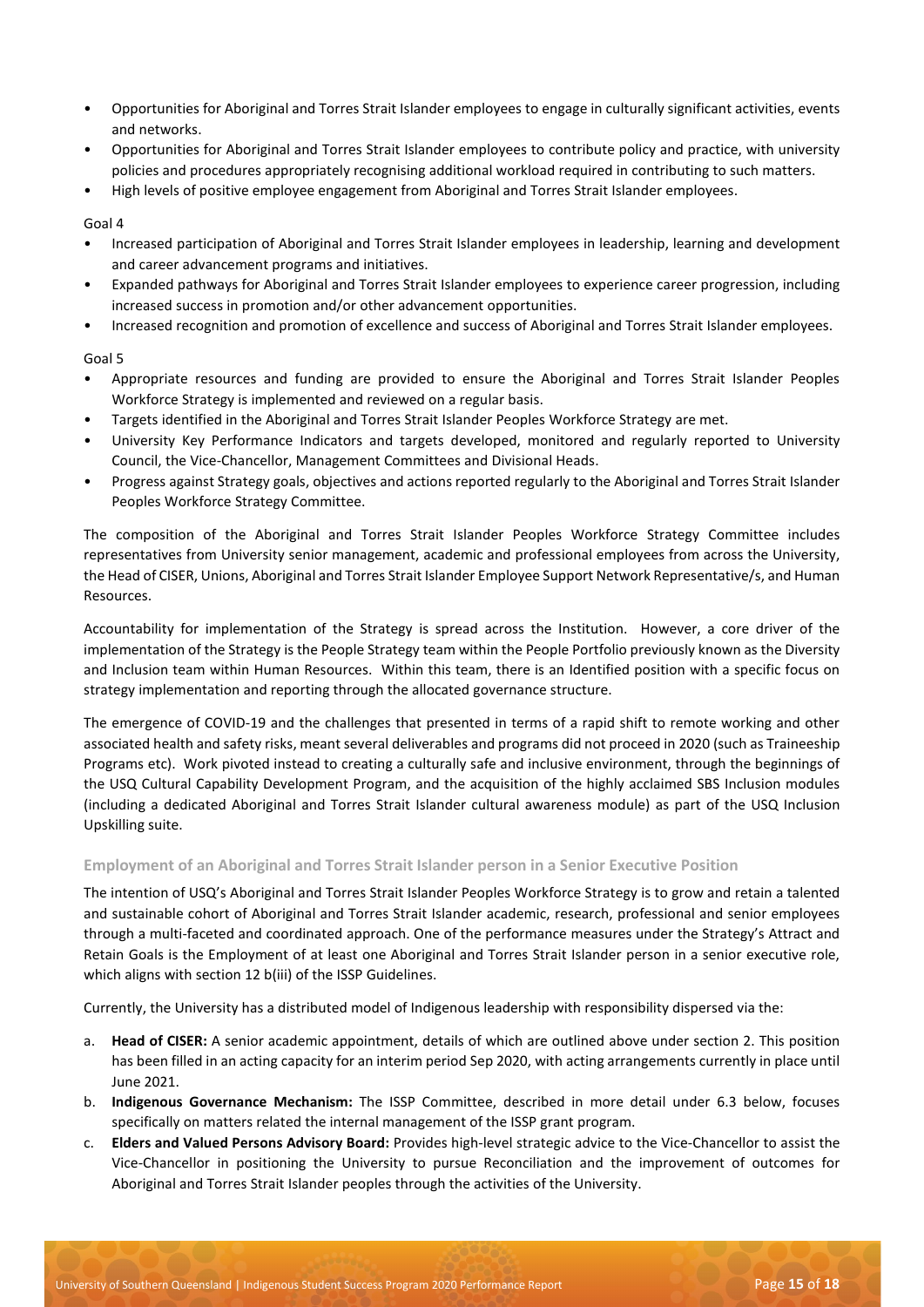- Opportunities for Aboriginal and Torres Strait Islander employees to engage in culturally significant activities, events and networks.
- Opportunities for Aboriginal and Torres Strait Islander employees to contribute policy and practice, with university policies and procedures appropriately recognising additional workload required in contributing to such matters.
- High levels of positive employee engagement from Aboriginal and Torres Strait Islander employees.

Goal 4

- Increased participation of Aboriginal and Torres Strait Islander employees in leadership, learning and development and career advancement programs and initiatives.
- Expanded pathways for Aboriginal and Torres Strait Islander employees to experience career progression, including increased success in promotion and/or other advancement opportunities.
- Increased recognition and promotion of excellence and success of Aboriginal and Torres Strait Islander employees.

Goal 5

- Appropriate resources and funding are provided to ensure the Aboriginal and Torres Strait Islander Peoples Workforce Strategy is implemented and reviewed on a regular basis.
- Targets identified in the Aboriginal and Torres Strait Islander Peoples Workforce Strategy are met.
- University Key Performance Indicators and targets developed, monitored and regularly reported to University Council, the Vice-Chancellor, Management Committees and Divisional Heads.
- Progress against Strategy goals, objectives and actions reported regularly to the Aboriginal and Torres Strait Islander Peoples Workforce Strategy Committee.

The composition of the Aboriginal and Torres Strait Islander Peoples Workforce Strategy Committee includes representatives from University senior management, academic and professional employees from across the University, the Head of CISER, Unions, Aboriginal and Torres Strait Islander Employee Support Network Representative/s, and Human Resources.

Accountability for implementation of the Strategy is spread across the Institution. However, a core driver of the implementation of the Strategy is the People Strategy team within the People Portfolio previously known as the Diversity and Inclusion team within Human Resources. Within this team, there is an Identified position with a specific focus on strategy implementation and reporting through the allocated governance structure.

The emergence of COVID-19 and the challenges that presented in terms of a rapid shift to remote working and other associated health and safety risks, meant several deliverables and programs did not proceed in 2020 (such as Traineeship Programs etc). Work pivoted instead to creating a culturally safe and inclusive environment, through the beginnings of the USQ Cultural Capability Development Program, and the acquisition of the highly acclaimed SBS Inclusion modules (including a dedicated Aboriginal and Torres Strait Islander cultural awareness module) as part of the USQ Inclusion Upskilling suite.

### Employment of an Aboriginal and Torres Strait Islander person in a Senior Executive Position

The intention of USQ's Aboriginal and Torres Strait Islander Peoples Workforce Strategy is to grow and retain a talented and sustainable cohort of Aboriginal and Torres Strait Islander academic, research, professional and senior employees through a multi-faceted and coordinated approach. One of the performance measures under the Strategy's Attract and Retain Goals is the Employment of at least one Aboriginal and Torres Strait Islander person in a senior executive role, which aligns with section 12 b(iii) of the ISSP Guidelines.

Currently, the University has a distributed model of Indigenous leadership with responsibility dispersed via the:

a. **Head of CISER:** A senior academic appointment, details of which are outlined above under section 2. This position has been filled in an acting capacity for an interim period Sep 2020, with acting arrangements currently in place until June 2021.
b. **Indigenous Governance Mechanism:** The ISSP Committee, described in more detail under 6.3 below, focuses specifically on matters related the internal management of the ISSP grant program.
c. **Elders and Valued Persons Advisory Board:** Provides high-level strategic advice to the Vice-Chancellor to assist the Vice-Chancellor in positioning the University to pursue Reconciliation and the improvement of outcomes for Aboriginal and Torres Strait Islander peoples through the activities of the University.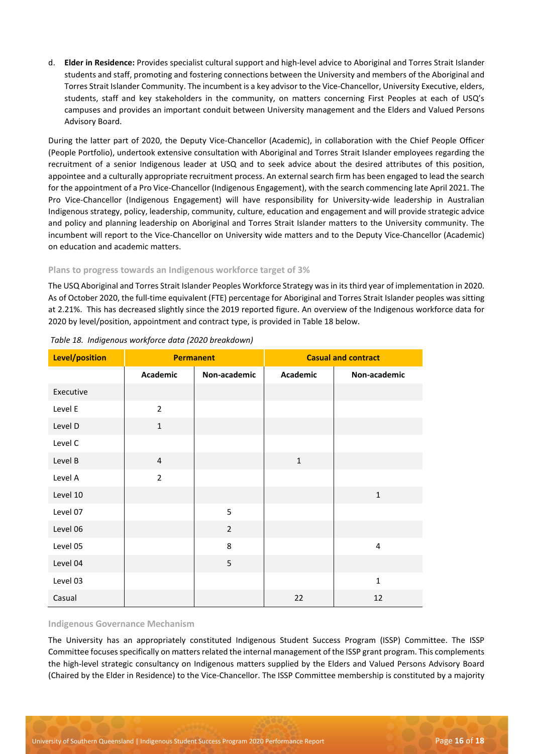d. **Elder in Residence:** Provides specialist cultural support and high-level advice to Aboriginal and Torres Strait Islander students and staff, promoting and fostering connections between the University and members of the Aboriginal and Torres Strait Islander Community. The incumbent is a key advisor to the Vice-Chancellor, University Executive, elders, students, staff and key stakeholders in the community, on matters concerning First Peoples at each of USQ's campuses and provides an important conduit between University management and the Elders and Valued Persons Advisory Board.

During the latter part of 2020, the Deputy Vice-Chancellor (Academic), in collaboration with the Chief People Officer (People Portfolio), undertook extensive consultation with Aboriginal and Torres Strait Islander employees regarding the recruitment of a senior Indigenous leader at USQ and to seek advice about the desired attributes of this position, appointee and a culturally appropriate recruitment process. An external search firm has been engaged to lead the search for the appointment of a Pro Vice-Chancellor (Indigenous Engagement), with the search commencing late April 2021. The Pro Vice-Chancellor (Indigenous Engagement) will have responsibility for University-wide leadership in Australian Indigenous strategy, policy, leadership, community, culture, education and engagement and will provide strategic advice and policy and planning leadership on Aboriginal and Torres Strait Islander matters to the University community. The incumbent will report to the Vice-Chancellor on University wide matters and to the Deputy Vice-Chancellor (Academic) on education and academic matters.

### Plans to progress towards an Indigenous workforce target of 3%

The USQ Aboriginal and Torres Strait Islander Peoples Workforce Strategy was in its third year of implementation in 2020. As of October 2020, the full-time equivalent (FTE) percentage for Aboriginal and Torres Strait Islander peoples was sitting at 2.21%. This has decreased slightly since the 2019 reported figure. An overview of the Indigenous workforce data for 2020 by level/position, appointment and contract type, is provided in Table 18 below.

*Table 18. Indigenous workforce data (2020 breakdown)*

| Level/position | Permanent | | Casual and contract | |
|---|---|---|---|---|
| | Academic | Non-academic | Academic | Non-academic |
| Executive | | | | |
| Level E | 2 | | | |
| Level D | 1 | | | |
| Level C | | | | |
| Level B | 4 | | 1 | |
| Level A | 2 | | | |
| Level 10 | | | | 1 |
| Level 07 | | 5 | | |
| Level 06 | | 2 | | |
| Level 05 | | 8 | | 4 |
| Level 04 | | 5 | | |
| Level 03 | | | | 1 |
| Casual | | | 22 | 12 |

### Indigenous Governance Mechanism

The University has an appropriately constituted Indigenous Student Success Program (ISSP) Committee. The ISSP Committee focuses specifically on matters related the internal management of the ISSP grant program. This complements the high-level strategic consultancy on Indigenous matters supplied by the Elders and Valued Persons Advisory Board (Chaired by the Elder in Residence) to the Vice-Chancellor. The ISSP Committee membership is constituted by a majority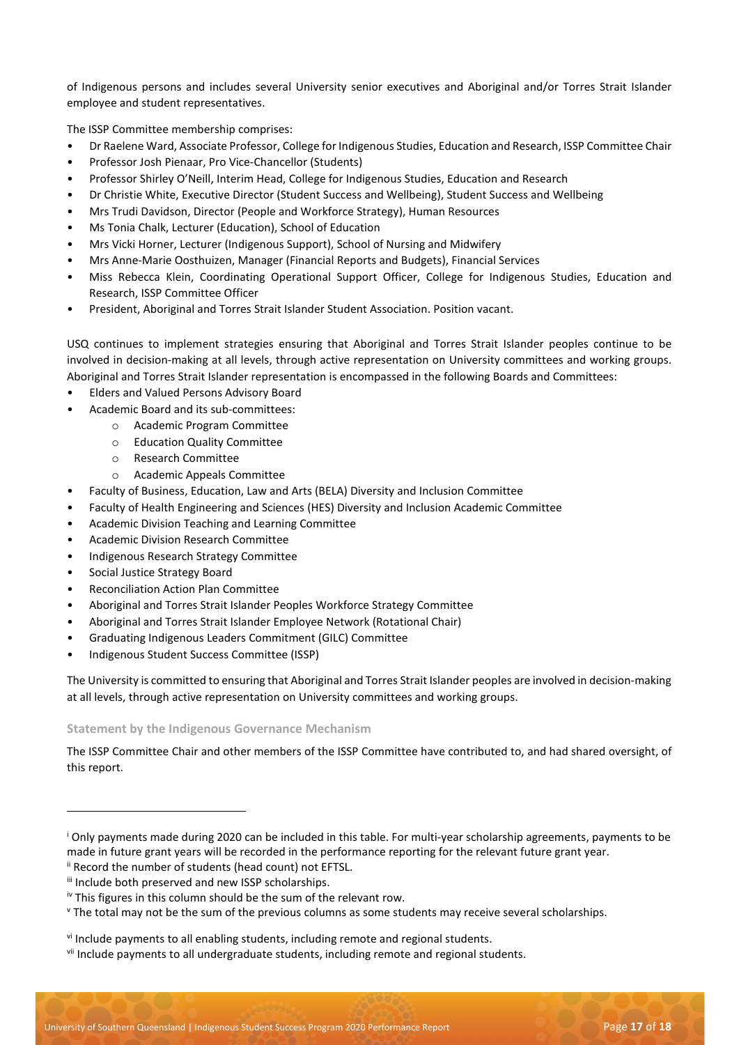of Indigenous persons and includes several University senior executives and Aboriginal and/or Torres Strait Islander employee and student representatives.

The ISSP Committee membership comprises:

- Dr Raelene Ward, Associate Professor, College for Indigenous Studies, Education and Research, ISSP Committee Chair
- Professor Josh Pienaar, Pro Vice-Chancellor (Students)
- Professor Shirley O'Neill, Interim Head, College for Indigenous Studies, Education and Research
- Dr Christie White, Executive Director (Student Success and Wellbeing), Student Success and Wellbeing
- Mrs Trudi Davidson, Director (People and Workforce Strategy), Human Resources
- Ms Tonia Chalk, Lecturer (Education), School of Education
- Mrs Vicki Horner, Lecturer (Indigenous Support), School of Nursing and Midwifery
- Mrs Anne-Marie Oosthuizen, Manager (Financial Reports and Budgets), Financial Services
- Miss Rebecca Klein, Coordinating Operational Support Officer, College for Indigenous Studies, Education and Research, ISSP Committee Officer
- President, Aboriginal and Torres Strait Islander Student Association. Position vacant.

USQ continues to implement strategies ensuring that Aboriginal and Torres Strait Islander peoples continue to be involved in decision-making at all levels, through active representation on University committees and working groups. Aboriginal and Torres Strait Islander representation is encompassed in the following Boards and Committees:

- Elders and Valued Persons Advisory Board
- Academic Board and its sub-committees:
  - Academic Program Committee
  - Education Quality Committee
  - Research Committee
  - Academic Appeals Committee
- Faculty of Business, Education, Law and Arts (BELA) Diversity and Inclusion Committee
- Faculty of Health Engineering and Sciences (HES) Diversity and Inclusion Academic Committee
- Academic Division Teaching and Learning Committee
- Academic Division Research Committee
- Indigenous Research Strategy Committee
- Social Justice Strategy Board
- Reconciliation Action Plan Committee
- Aboriginal and Torres Strait Islander Peoples Workforce Strategy Committee
- Aboriginal and Torres Strait Islander Employee Network (Rotational Chair)
- Graduating Indigenous Leaders Commitment (GILC) Committee
- Indigenous Student Success Committee (ISSP)

The University is committed to ensuring that Aboriginal and Torres Strait Islander peoples are involved in decision-making at all levels, through active representation on University committees and working groups.

### Statement by the Indigenous Governance Mechanism

The ISSP Committee Chair and other members of the ISSP Committee have contributed to, and had shared oversight, of this report.

---

[i] Only payments made during 2020 can be included in this table. For multi-year scholarship agreements, payments to be made in future grant years will be recorded in the performance reporting for the relevant future grant year.

[ii] Record the number of students (head count) not EFTSL.

[iii] Include both preserved and new ISSP scholarships.

[iv] This figures in this column should be the sum of the relevant row.

[v] The total may not be the sum of the previous columns as some students may receive several scholarships.

[vi] Include payments to all enabling students, including remote and regional students.

[vii] Include payments to all undergraduate students, including remote and regional students.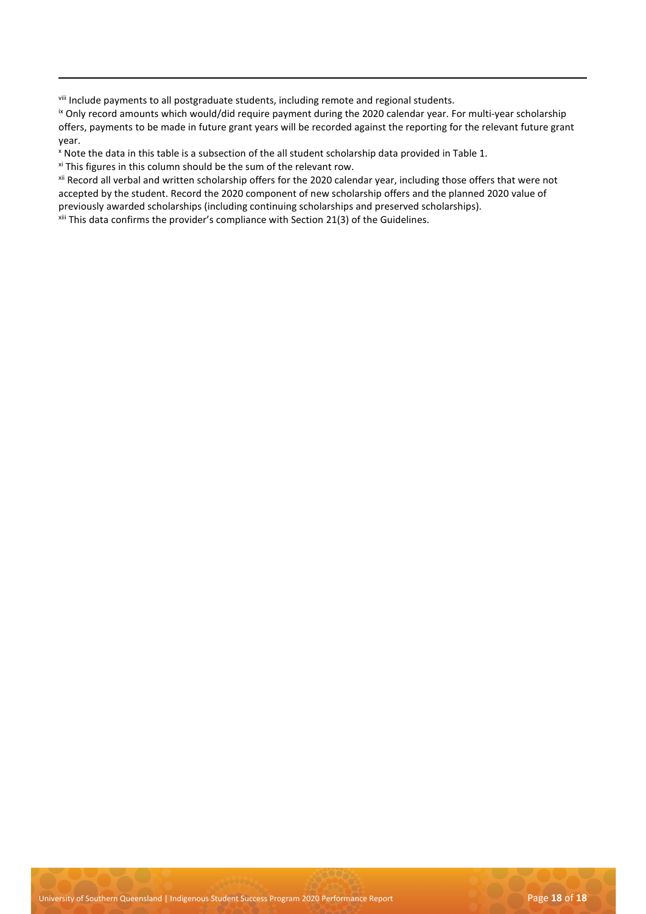[viii] Include payments to all postgraduate students, including remote and regional students.

[ix] Only record amounts which would/did require payment during the 2020 calendar year. For multi-year scholarship offers, payments to be made in future grant years will be recorded against the reporting for the relevant future grant year.

[x] Note the data in this table is a subsection of the all student scholarship data provided in Table 1.

[xi] This figures in this column should be the sum of the relevant row.

[xii] Record all verbal and written scholarship offers for the 2020 calendar year, including those offers that were not accepted by the student. Record the 2020 component of new scholarship offers and the planned 2020 value of previously awarded scholarships (including continuing scholarships and preserved scholarships).

[xiii] This data confirms the provider's compliance with Section 21(3) of the Guidelines.